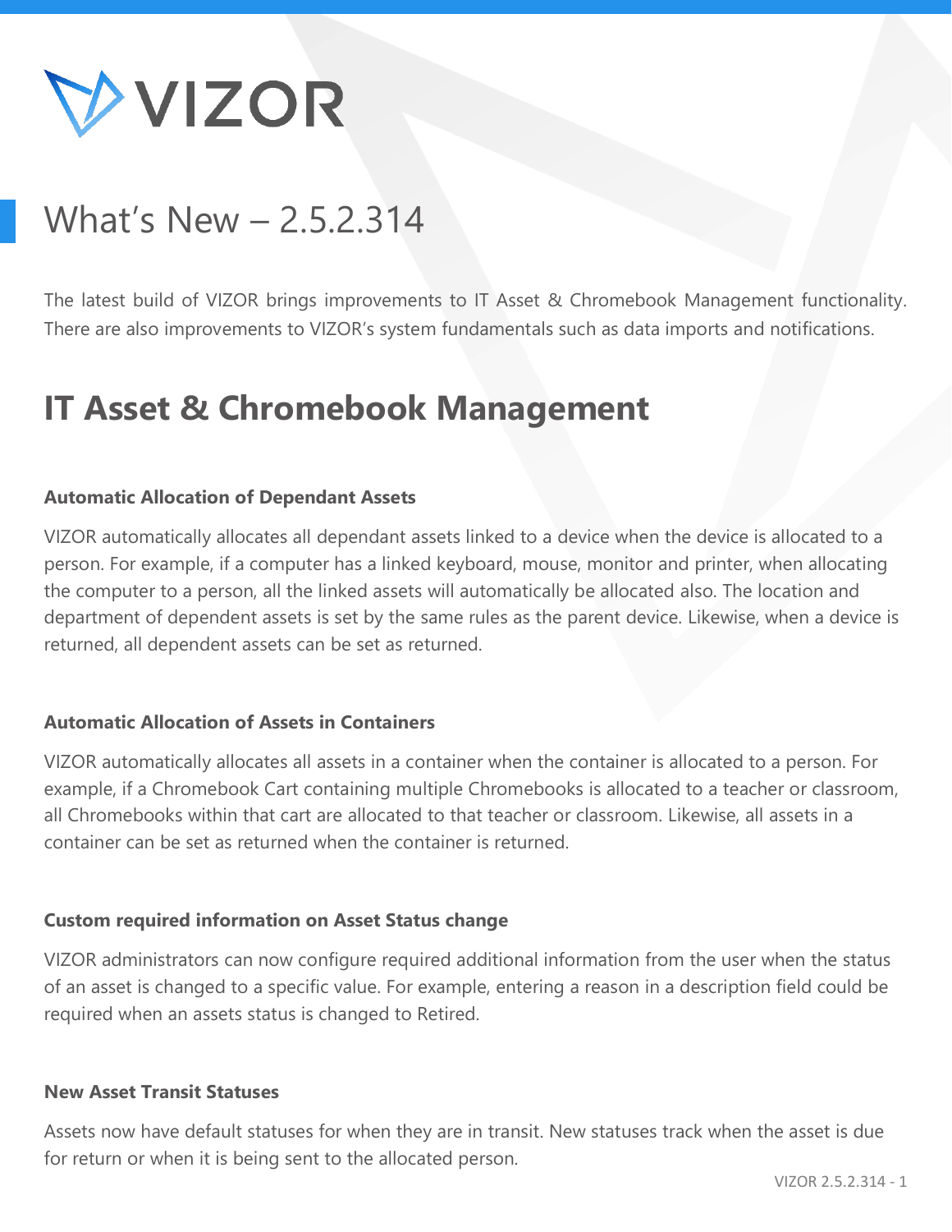VIZOR

# What's New – 2.5.2.314

The latest build of VIZOR brings improvements to IT Asset & Chromebook Management functionality. There are also improvements to VIZOR's system fundamentals such as data imports and notifications.

## IT Asset & Chromebook Management

**Automatic Allocation of Dependant Assets**

VIZOR automatically allocates all dependant assets linked to a device when the device is allocated to a person. For example, if a computer has a linked keyboard, mouse, monitor and printer, when allocating the computer to a person, all the linked assets will automatically be allocated also. The location and department of dependent assets is set by the same rules as the parent device. Likewise, when a device is returned, all dependent assets can be set as returned.

**Automatic Allocation of Assets in Containers**

VIZOR automatically allocates all assets in a container when the container is allocated to a person. For example, if a Chromebook Cart containing multiple Chromebooks is allocated to a teacher or classroom, all Chromebooks within that cart are allocated to that teacher or classroom. Likewise, all assets in a container can be set as returned when the container is returned.

**Custom required information on Asset Status change**

VIZOR administrators can now configure required additional information from the user when the status of an asset is changed to a specific value. For example, entering a reason in a description field could be required when an assets status is changed to Retired.

**New Asset Transit Statuses**

Assets now have default statuses for when they are in transit. New statuses track when the asset is due for return or when it is being sent to the allocated person.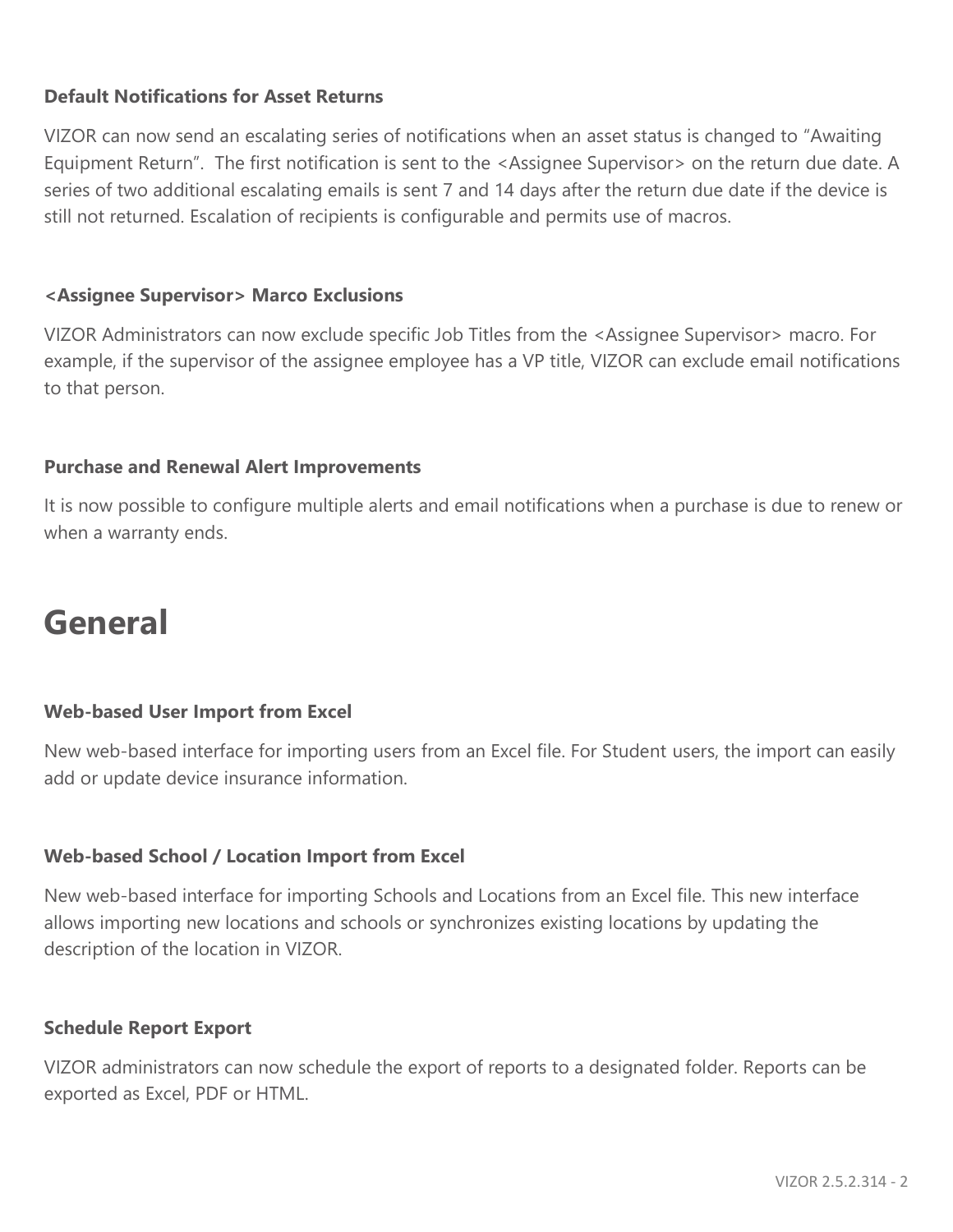#### Default Notifications for Asset Returns

VIZOR can now send an escalating series of notifications when an asset status is changed to "Awaiting Equipment Return". The first notification is sent to the <Assignee Supervisor> on the return due date. A series of two additional escalating emails is sent 7 and 14 days after the return due date if the device is still not returned. Escalation of recipients is configurable and permits use of macros.

#### <Assignee Supervisor> Marco Exclusions

VIZOR Administrators can now exclude specific Job Titles from the <Assignee Supervisor> macro. For example, if the supervisor of the assignee employee has a VP title, VIZOR can exclude email notifications to that person.

#### Purchase and Renewal Alert Improvements

It is now possible to configure multiple alerts and email notifications when a purchase is due to renew or when a warranty ends.

# General

#### Web-based User Import from Excel

New web-based interface for importing users from an Excel file. For Student users, the import can easily add or update device insurance information.

#### Web-based School / Location Import from Excel

New web-based interface for importing Schools and Locations from an Excel file. This new interface allows importing new locations and schools or synchronizes existing locations by updating the description of the location in VIZOR.

#### Schedule Report Export

VIZOR administrators can now schedule the export of reports to a designated folder. Reports can be exported as Excel, PDF or HTML.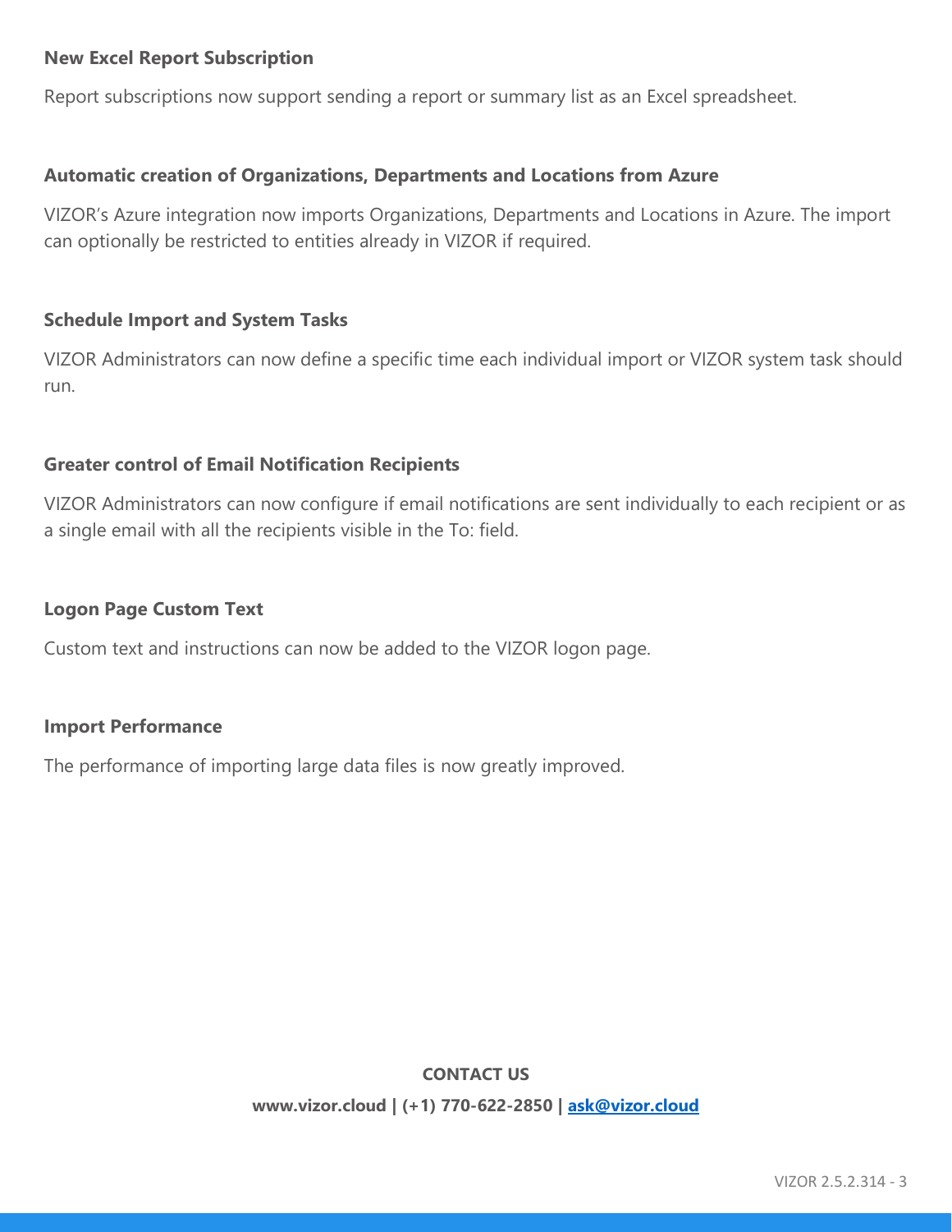### New Excel Report Subscription

Report subscriptions now support sending a report or summary list as an Excel spreadsheet.

### Automatic creation of Organizations, Departments and Locations from Azure

VIZOR's Azure integration now imports Organizations, Departments and Locations in Azure. The import can optionally be restricted to entities already in VIZOR if required.

### Schedule Import and System Tasks

VIZOR Administrators can now define a specific time each individual import or VIZOR system task should run.

### Greater control of Email Notification Recipients

VIZOR Administrators can now configure if email notifications are sent individually to each recipient or as a single email with all the recipients visible in the To: field.

### Logon Page Custom Text

Custom text and instructions can now be added to the VIZOR logon page.

### Import Performance

The performance of importing large data files is now greatly improved.

**CONTACT US**

**www.vizor.cloud | (+1) 770-622-2850 | [ask@vizor.cloud](mailto:ask@vizor.cloud)**